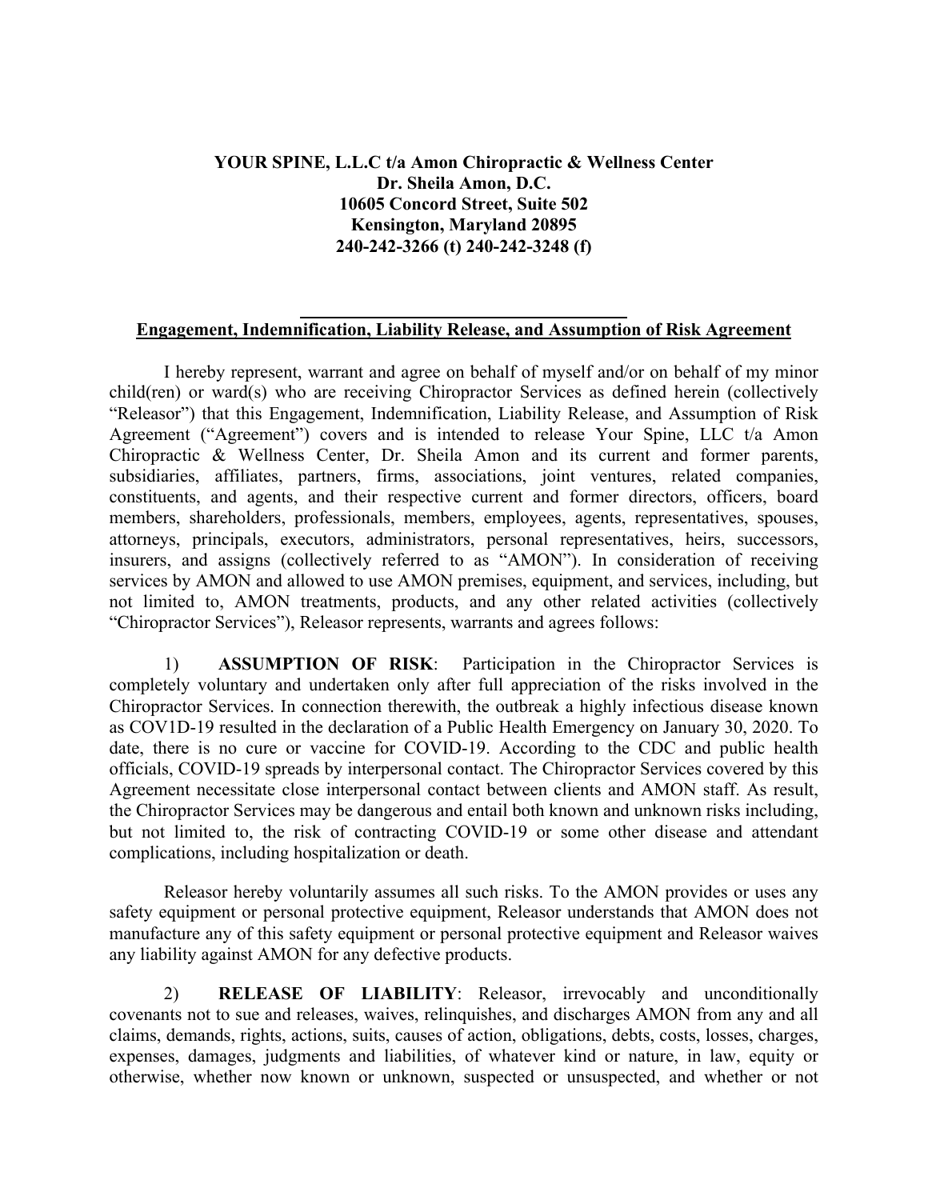**YOUR SPINE, L.L.C t/a Amon Chiropractic & Wellness Center**
**Dr. Sheila Amon, D.C.**
**10605 Concord Street, Suite 502**
**Kensington, Maryland 20895**
**240-242-3266 (t) 240-242-3248 (f)**

## Engagement, Indemnification, Liability Release, and Assumption of Risk Agreement

I hereby represent, warrant and agree on behalf of myself and/or on behalf of my minor child(ren) or ward(s) who are receiving Chiropractor Services as defined herein (collectively "Releasor") that this Engagement, Indemnification, Liability Release, and Assumption of Risk Agreement ("Agreement") covers and is intended to release Your Spine, LLC t/a Amon Chiropractic & Wellness Center, Dr. Sheila Amon and its current and former parents, subsidiaries, affiliates, partners, firms, associations, joint ventures, related companies, constituents, and agents, and their respective current and former directors, officers, board members, shareholders, professionals, members, employees, agents, representatives, spouses, attorneys, principals, executors, administrators, personal representatives, heirs, successors, insurers, and assigns (collectively referred to as "AMON"). In consideration of receiving services by AMON and allowed to use AMON premises, equipment, and services, including, but not limited to, AMON treatments, products, and any other related activities (collectively "Chiropractor Services"), Releasor represents, warrants and agrees follows:

1) **ASSUMPTION OF RISK**: Participation in the Chiropractor Services is completely voluntary and undertaken only after full appreciation of the risks involved in the Chiropractor Services. In connection therewith, the outbreak a highly infectious disease known as COV1D-19 resulted in the declaration of a Public Health Emergency on January 30, 2020. To date, there is no cure or vaccine for COVID-19. According to the CDC and public health officials, COVID-19 spreads by interpersonal contact. The Chiropractor Services covered by this Agreement necessitate close interpersonal contact between clients and AMON staff. As result, the Chiropractor Services may be dangerous and entail both known and unknown risks including, but not limited to, the risk of contracting COVID-19 or some other disease and attendant complications, including hospitalization or death.

Releasor hereby voluntarily assumes all such risks. To the AMON provides or uses any safety equipment or personal protective equipment, Releasor understands that AMON does not manufacture any of this safety equipment or personal protective equipment and Releasor waives any liability against AMON for any defective products.

2) **RELEASE OF LIABILITY**: Releasor, irrevocably and unconditionally covenants not to sue and releases, waives, relinquishes, and discharges AMON from any and all claims, demands, rights, actions, suits, causes of action, obligations, debts, costs, losses, charges, expenses, damages, judgments and liabilities, of whatever kind or nature, in law, equity or otherwise, whether now known or unknown, suspected or unsuspected, and whether or not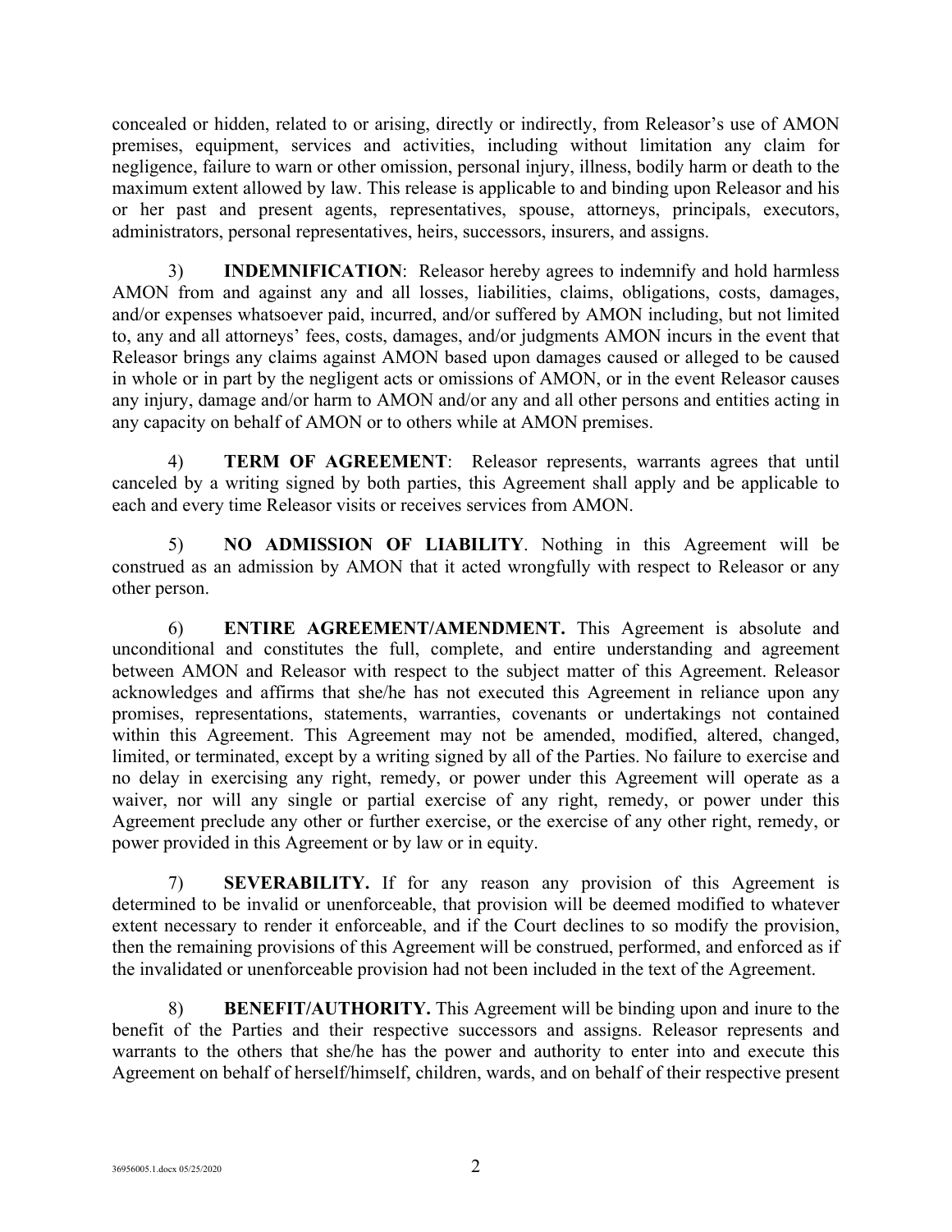concealed or hidden, related to or arising, directly or indirectly, from Releasor's use of AMON premises, equipment, services and activities, including without limitation any claim for negligence, failure to warn or other omission, personal injury, illness, bodily harm or death to the maximum extent allowed by law. This release is applicable to and binding upon Releasor and his or her past and present agents, representatives, spouse, attorneys, principals, executors, administrators, personal representatives, heirs, successors, insurers, and assigns.

3) **INDEMNIFICATION**: Releasor hereby agrees to indemnify and hold harmless AMON from and against any and all losses, liabilities, claims, obligations, costs, damages, and/or expenses whatsoever paid, incurred, and/or suffered by AMON including, but not limited to, any and all attorneys' fees, costs, damages, and/or judgments AMON incurs in the event that Releasor brings any claims against AMON based upon damages caused or alleged to be caused in whole or in part by the negligent acts or omissions of AMON, or in the event Releasor causes any injury, damage and/or harm to AMON and/or any and all other persons and entities acting in any capacity on behalf of AMON or to others while at AMON premises.

4) **TERM OF AGREEMENT**: Releasor represents, warrants agrees that until canceled by a writing signed by both parties, this Agreement shall apply and be applicable to each and every time Releasor visits or receives services from AMON.

5) **NO ADMISSION OF LIABILITY**. Nothing in this Agreement will be construed as an admission by AMON that it acted wrongfully with respect to Releasor or any other person.

6) **ENTIRE AGREEMENT/AMENDMENT.** This Agreement is absolute and unconditional and constitutes the full, complete, and entire understanding and agreement between AMON and Releasor with respect to the subject matter of this Agreement. Releasor acknowledges and affirms that she/he has not executed this Agreement in reliance upon any promises, representations, statements, warranties, covenants or undertakings not contained within this Agreement. This Agreement may not be amended, modified, altered, changed, limited, or terminated, except by a writing signed by all of the Parties. No failure to exercise and no delay in exercising any right, remedy, or power under this Agreement will operate as a waiver, nor will any single or partial exercise of any right, remedy, or power under this Agreement preclude any other or further exercise, or the exercise of any other right, remedy, or power provided in this Agreement or by law or in equity.

7) **SEVERABILITY.** If for any reason any provision of this Agreement is determined to be invalid or unenforceable, that provision will be deemed modified to whatever extent necessary to render it enforceable, and if the Court declines to so modify the provision, then the remaining provisions of this Agreement will be construed, performed, and enforced as if the invalidated or unenforceable provision had not been included in the text of the Agreement.

8) **BENEFIT/AUTHORITY.** This Agreement will be binding upon and inure to the benefit of the Parties and their respective successors and assigns. Releasor represents and warrants to the others that she/he has the power and authority to enter into and execute this Agreement on behalf of herself/himself, children, wards, and on behalf of their respective present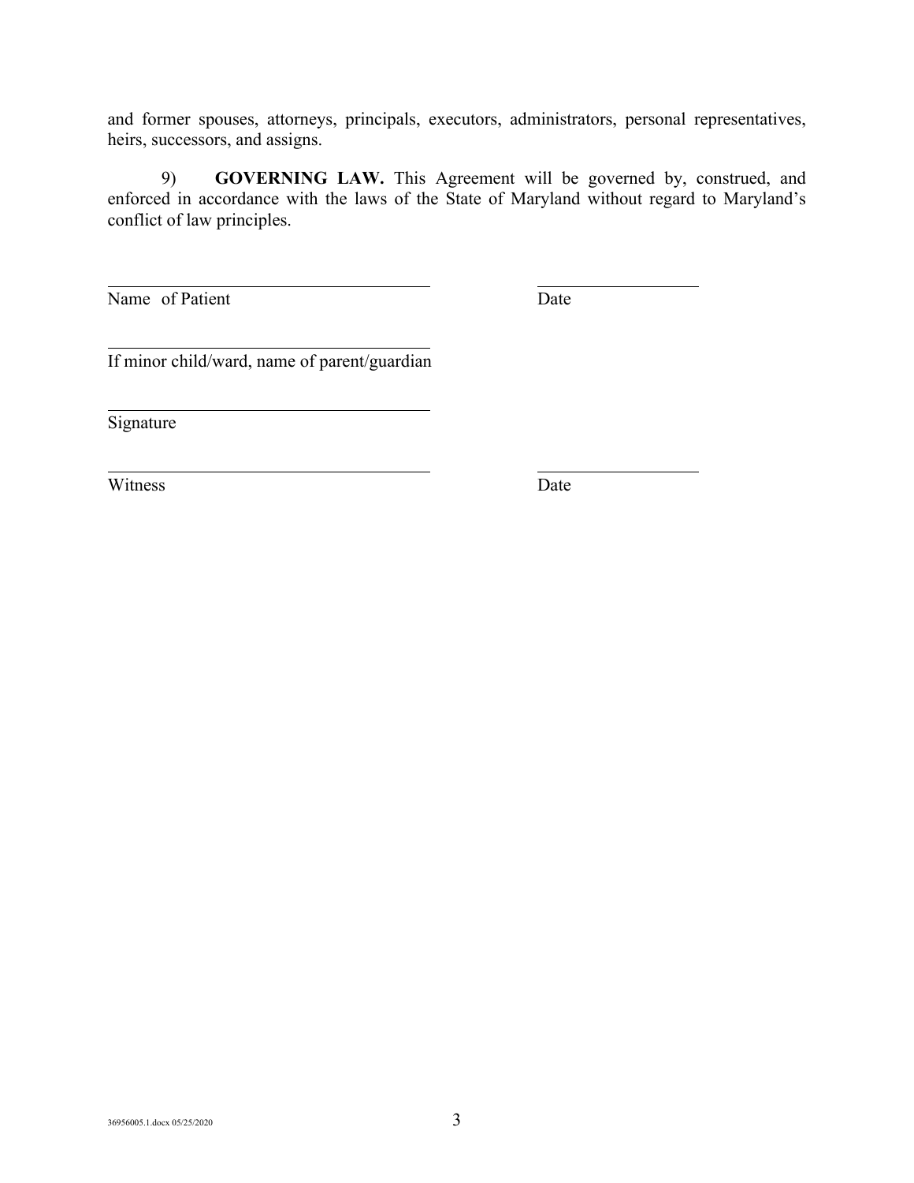and former spouses, attorneys, principals, executors, administrators, personal representatives, heirs, successors, and assigns.

9) **GOVERNING LAW.** This Agreement will be governed by, construed, and enforced in accordance with the laws of the State of Maryland without regard to Maryland's conflict of law principles.

\_\_\_\_\_\_\_\_\_\_\_\_\_\_\_\_\_\_\_\_\_\_\_\_\_\_\_\_\_\_\_\_\_\_\_\_ \_\_\_\_\_\_\_\_\_\_\_\_\_\_\_\_\_\_
Name of Patient Date

\_\_\_\_\_\_\_\_\_\_\_\_\_\_\_\_\_\_\_\_\_\_\_\_\_\_\_\_\_\_\_\_\_\_\_\_
If minor child/ward, name of parent/guardian

\_\_\_\_\_\_\_\_\_\_\_\_\_\_\_\_\_\_\_\_\_\_\_\_\_\_\_\_\_\_\_\_\_\_\_\_
Signature

\_\_\_\_\_\_\_\_\_\_\_\_\_\_\_\_\_\_\_\_\_\_\_\_\_\_\_\_\_\_\_\_\_\_\_\_ \_\_\_\_\_\_\_\_\_\_\_\_\_\_\_\_\_\_
Witness Date

36956005.1.docx 05/25/2020